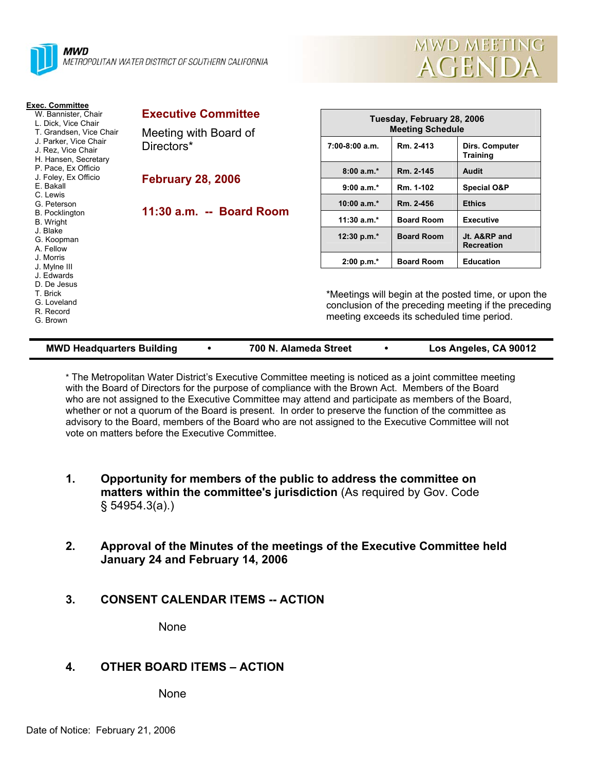**MWD**
*METROPOLITAN WATER DISTRICT OF SOUTHERN CALIFORNIA*

# MWD MEETING AGENDA

**Exec. Committee**
- W. Bannister, Chair
- L. Dick, Vice Chair
- T. Grandsen, Vice Chair
- J. Parker, Vice Chair
- J. Rez, Vice Chair
- H. Hansen, Secretary
- P. Pace, Ex Officio
- J. Foley, Ex Officio
- E. Bakall
- C. Lewis
- G. Peterson
- B. Pocklington
- B. Wright
- J. Blake
- G. Koopman
- A. Fellow
- J. Morris
- J. Mylne III
- J. Edwards
- D. De Jesus
- T. Brick
- G. Loveland
- R. Record
- G. Brown

## Executive Committee

Meeting with Board of Directors*

**February 28, 2006**

**11:30 a.m. -- Board Room**

| Tuesday, February 28, 2006 Meeting Schedule | | |
|---|---|---|
| 7:00-8:00 a.m. | Rm. 2-413 | Dirs. Computer Training |
| 8:00 a.m.* | Rm. 2-145 | Audit |
| 9:00 a.m.* | Rm. 1-102 | Special O&P |
| 10:00 a.m.* | Rm. 2-456 | Ethics |
| 11:30 a.m.* | Board Room | Executive |
| 12:30 p.m.* | Board Room | Jt. A&RP and Recreation |
| 2:00 p.m.* | Board Room | Education |

*Meetings will begin at the posted time, or upon the conclusion of the preceding meeting if the preceding meeting exceeds its scheduled time period.

**MWD Headquarters Building • 700 N. Alameda Street • Los Angeles, CA 90012**

* The Metropolitan Water District's Executive Committee meeting is noticed as a joint committee meeting with the Board of Directors for the purpose of compliance with the Brown Act. Members of the Board who are not assigned to the Executive Committee may attend and participate as members of the Board, whether or not a quorum of the Board is present. In order to preserve the function of the committee as advisory to the Board, members of the Board who are not assigned to the Executive Committee will not vote on matters before the Executive Committee.

1. **Opportunity for members of the public to address the committee on matters within the committee's jurisdiction** (As required by Gov. Code § 54954.3(a).)

2. **Approval of the Minutes of the meetings of the Executive Committee held January 24 and February 14, 2006**

3. **CONSENT CALENDAR ITEMS -- ACTION**

   None

4. **OTHER BOARD ITEMS – ACTION**

   None

Date of Notice: February 21, 2006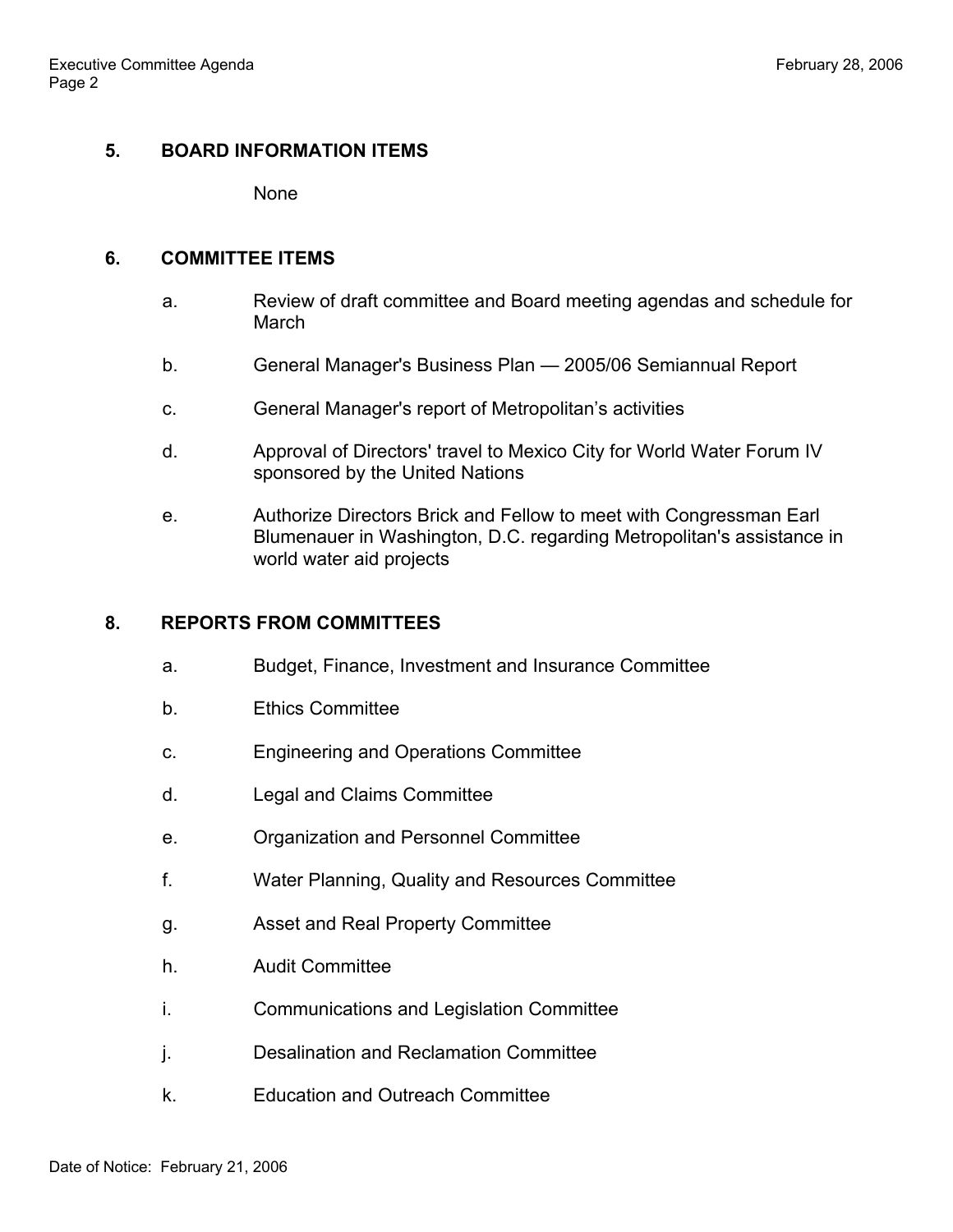## 5. BOARD INFORMATION ITEMS

None

## 6. COMMITTEE ITEMS

a. Review of draft committee and Board meeting agendas and schedule for March

b. General Manager's Business Plan — 2005/06 Semiannual Report

c. General Manager's report of Metropolitan's activities

d. Approval of Directors' travel to Mexico City for World Water Forum IV sponsored by the United Nations

e. Authorize Directors Brick and Fellow to meet with Congressman Earl Blumenauer in Washington, D.C. regarding Metropolitan's assistance in world water aid projects

## 8. REPORTS FROM COMMITTEES

a. Budget, Finance, Investment and Insurance Committee

b. Ethics Committee

c. Engineering and Operations Committee

d. Legal and Claims Committee

e. Organization and Personnel Committee

f. Water Planning, Quality and Resources Committee

g. Asset and Real Property Committee

h. Audit Committee

i. Communications and Legislation Committee

j. Desalination and Reclamation Committee

k. Education and Outreach Committee

Date of Notice: February 21, 2006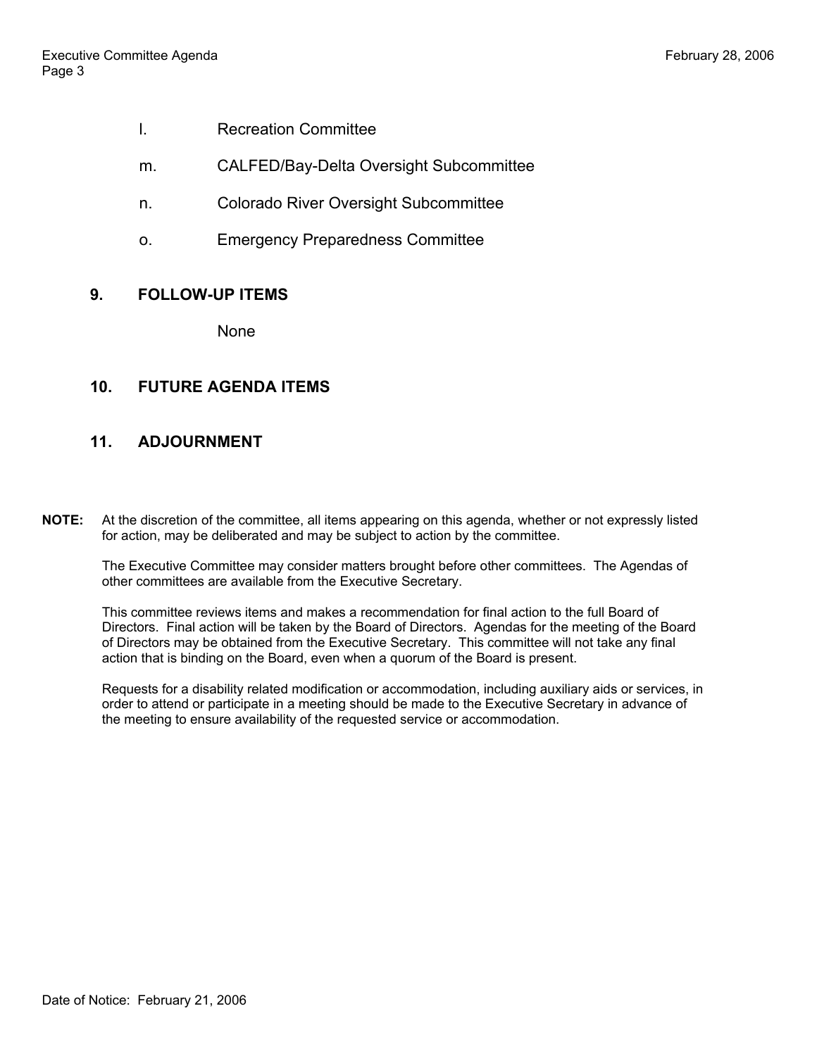l. Recreation Committee

m. CALFED/Bay-Delta Oversight Subcommittee

n. Colorado River Oversight Subcommittee

o. Emergency Preparedness Committee

**9. FOLLOW-UP ITEMS**

None

**10. FUTURE AGENDA ITEMS**

**11. ADJOURNMENT**

**NOTE:** At the discretion of the committee, all items appearing on this agenda, whether or not expressly listed for action, may be deliberated and may be subject to action by the committee.

The Executive Committee may consider matters brought before other committees. The Agendas of other committees are available from the Executive Secretary.

This committee reviews items and makes a recommendation for final action to the full Board of Directors. Final action will be taken by the Board of Directors. Agendas for the meeting of the Board of Directors may be obtained from the Executive Secretary. This committee will not take any final action that is binding on the Board, even when a quorum of the Board is present.

Requests for a disability related modification or accommodation, including auxiliary aids or services, in order to attend or participate in a meeting should be made to the Executive Secretary in advance of the meeting to ensure availability of the requested service or accommodation.

Date of Notice: February 21, 2006